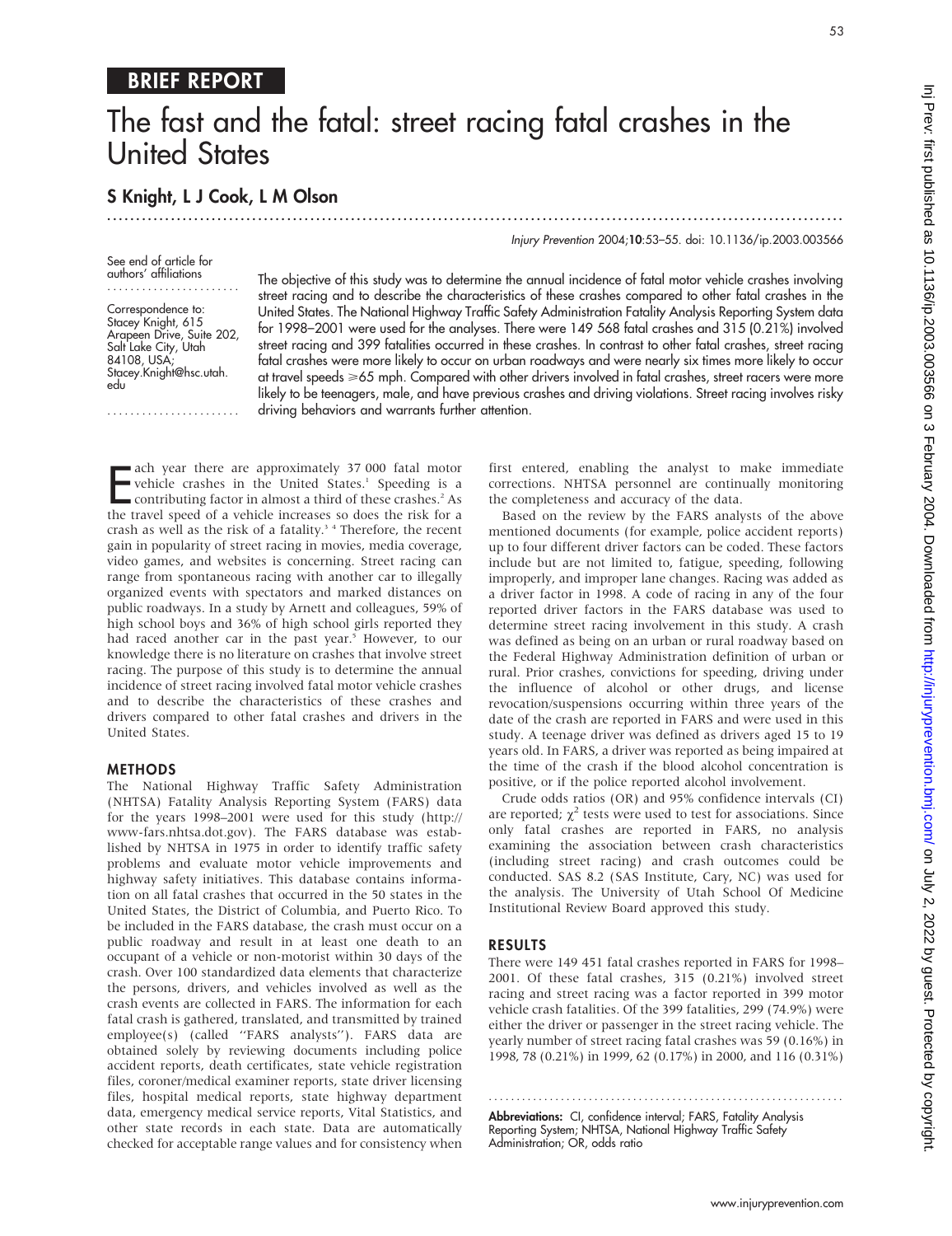## BRIEF REPORT

# The fast and the fatal: street racing fatal crashes in the United States

**S Knight, L J Cook, L M Olson**

*Injury Prevention* 2004;**10**:53–55. doi: 10.1136/ip.2003.003566

See end of article for authors' affiliations

Correspondence to: Stacey Knight, 615 Arapeen Drive, Suite 202, Salt Lake City, Utah 84108, USA; Stacey.Knight@hsc.utah.edu

The objective of this study was to determine the annual incidence of fatal motor vehicle crashes involving street racing and to describe the characteristics of these crashes compared to other fatal crashes in the United States. The National Highway Traffic Safety Administration Fatality Analysis Reporting System data for 1998–2001 were used for the analyses. There were 149 568 fatal crashes and 315 (0.21%) involved street racing and 399 fatalities occurred in these crashes. In contrast to other fatal crashes, street racing fatal crashes were more likely to occur on urban roadways and were nearly six times more likely to occur at travel speeds ⩾65 mph. Compared with other drivers involved in fatal crashes, street racers were more likely to be teenagers, male, and have previous crashes and driving violations. Street racing involves risky driving behaviors and warrants further attention.

Each year there are approximately 37 000 fatal motor vehicle crashes in the United States.[1] Speeding is a contributing factor in almost a third of these crashes.[2] As the travel speed of a vehicle increases so does the risk for a crash as well as the risk of a fatality.[3 4] Therefore, the recent gain in popularity of street racing in movies, media coverage, video games, and websites is concerning. Street racing can range from spontaneous racing with another car to illegally organized events with spectators and marked distances on public roadways. In a study by Arnett and colleagues, 59% of high school boys and 36% of high school girls reported they had raced another car in the past year.[5] However, to our knowledge there is no literature on crashes that involve street racing. The purpose of this study is to determine the annual incidence of street racing involved fatal motor vehicle crashes and to describe the characteristics of these crashes and drivers compared to other fatal crashes and drivers in the United States.

## METHODS

The National Highway Traffic Safety Administration (NHTSA) Fatality Analysis Reporting System (FARS) data for the years 1998–2001 were used for this study (http://www-fars.nhtsa.dot.gov). The FARS database was established by NHTSA in 1975 in order to identify traffic safety problems and evaluate motor vehicle improvements and highway safety initiatives. This database contains information on all fatal crashes that occurred in the 50 states in the United States, the District of Columbia, and Puerto Rico. To be included in the FARS database, the crash must occur on a public roadway and result in at least one death to an occupant of a vehicle or non-motorist within 30 days of the crash. Over 100 standardized data elements that characterize the persons, drivers, and vehicles involved as well as the crash events are collected in FARS. The information for each fatal crash is gathered, translated, and transmitted by trained employee(s) (called "FARS analysts"). FARS data are obtained solely by reviewing documents including police accident reports, death certificates, state vehicle registration files, coroner/medical examiner reports, state driver licensing files, hospital medical reports, state highway department data, emergency medical service reports, Vital Statistics, and other state records in each state. Data are automatically checked for acceptable range values and for consistency when first entered, enabling the analyst to make immediate corrections. NHTSA personnel are continually monitoring the completeness and accuracy of the data.

Based on the review by the FARS analysts of the above mentioned documents (for example, police accident reports) up to four different driver factors can be coded. These factors include but are not limited to, fatigue, speeding, following improperly, and improper lane changes. Racing was added as a driver factor in 1998. A code of racing in any of the four reported driver factors in the FARS database was used to determine street racing involvement in this study. A crash was defined as being on an urban or rural roadway based on the Federal Highway Administration definition of urban or rural. Prior crashes, convictions for speeding, driving under the influence of alcohol or other drugs, and license revocation/suspensions occurring within three years of the date of the crash are reported in FARS and were used in this study. A teenage driver was defined as drivers aged 15 to 19 years old. In FARS, a driver was reported as being impaired at the time of the crash if the blood alcohol concentration is positive, or if the police reported alcohol involvement.

Crude odds ratios (OR) and 95% confidence intervals (CI) are reported; $\chi^2$ tests were used to test for associations. Since only fatal crashes are reported in FARS, no analysis examining the association between crash characteristics (including street racing) and crash outcomes could be conducted. SAS 8.2 (SAS Institute, Cary, NC) was used for the analysis. The University of Utah School Of Medicine Institutional Review Board approved this study.

## RESULTS

There were 149 451 fatal crashes reported in FARS for 1998–2001. Of these fatal crashes, 315 (0.21%) involved street racing and street racing was a factor reported in 399 motor vehicle crash fatalities. Of the 399 fatalities, 299 (74.9%) were either the driver or passenger in the street racing vehicle. The yearly number of street racing fatal crashes was 59 (0.16%) in 1998, 78 (0.21%) in 1999, 62 (0.17%) in 2000, and 116 (0.31%)

**Abbreviations:** CI, confidence interval; FARS, Fatality Analysis Reporting System; NHTSA, National Highway Traffic Safety Administration; OR, odds ratio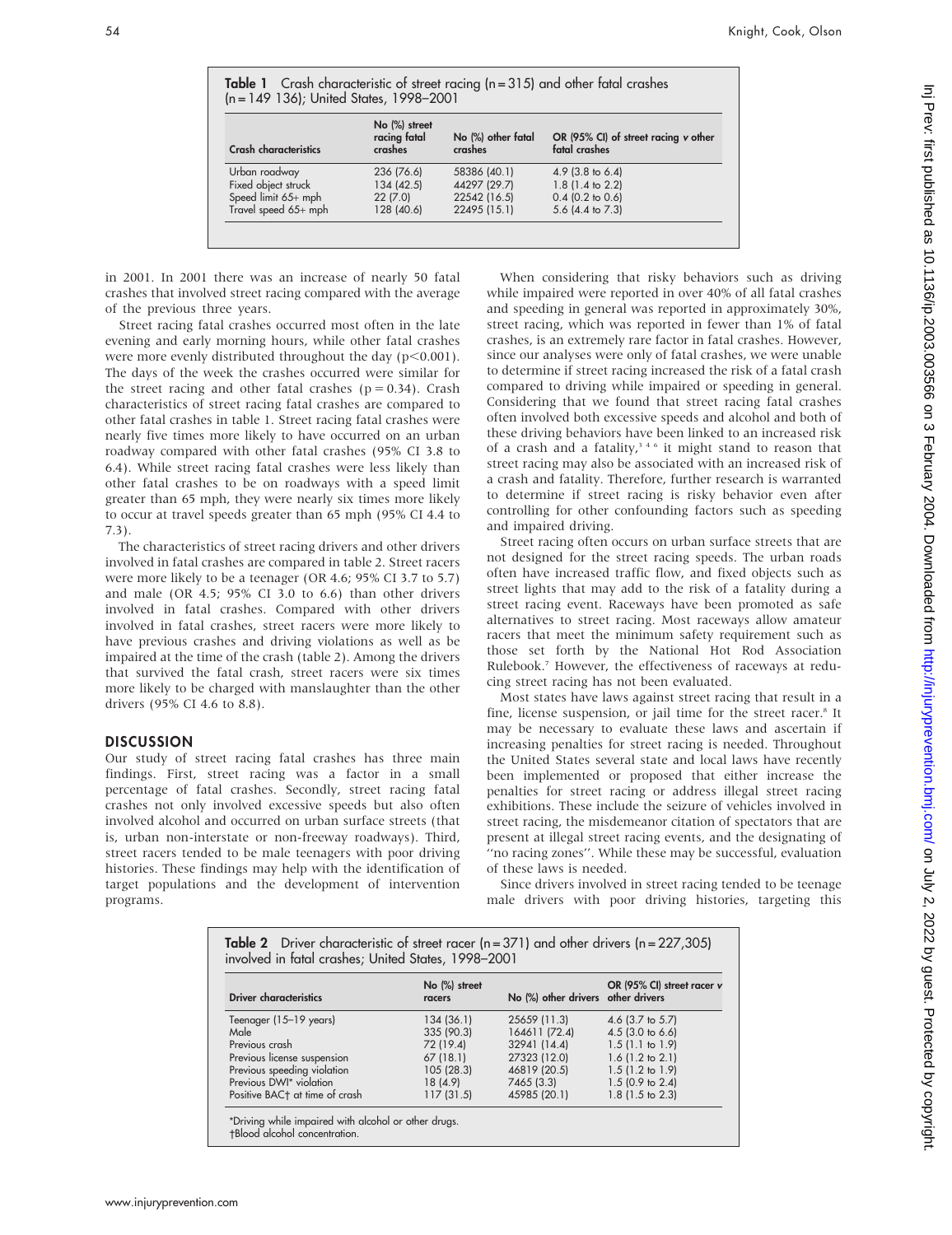**Table 1** Crash characteristic of street racing (n = 315) and other fatal crashes (n = 149 136); United States, 1998–2001

| Crash characteristics | No (%) street racing fatal crashes | No (%) other fatal crashes | OR (95% CI) of street racing *v* other fatal crashes |
|---|---|---|---|
| Urban roadway | 236 (76.6) | 58386 (40.1) | 4.9 (3.8 to 6.4) |
| Fixed object struck | 134 (42.5) | 44297 (29.7) | 1.8 (1.4 to 2.2) |
| Speed limit 65+ mph | 22 (7.0) | 22542 (16.5) | 0.4 (0.2 to 0.6) |
| Travel speed 65+ mph | 128 (40.6) | 22495 (15.1) | 5.6 (4.4 to 7.3) |

in 2001. In 2001 there was an increase of nearly 50 fatal crashes that involved street racing compared with the average of the previous three years.

Street racing fatal crashes occurred most often in the late evening and early morning hours, while other fatal crashes were more evenly distributed throughout the day ($p<0.001$). The days of the week the crashes occurred were similar for the street racing and other fatal crashes ($p = 0.34$). Crash characteristics of street racing fatal crashes are compared to other fatal crashes in table 1. Street racing fatal crashes were nearly five times more likely to have occurred on an urban roadway compared with other fatal crashes (95% CI 3.8 to 6.4). While street racing fatal crashes were less likely than other fatal crashes to be on roadways with a speed limit greater than 65 mph, they were nearly six times more likely to occur at travel speeds greater than 65 mph (95% CI 4.4 to 7.3).

The characteristics of street racing drivers and other drivers involved in fatal crashes are compared in table 2. Street racers were more likely to be a teenager (OR 4.6; 95% CI 3.7 to 5.7) and male (OR 4.5; 95% CI 3.0 to 6.6) than other drivers involved in fatal crashes. Compared with other drivers involved in fatal crashes, street racers were more likely to have previous crashes and driving violations as well as be impaired at the time of the crash (table 2). Among the drivers that survived the fatal crash, street racers were six times more likely to be charged with manslaughter than the other drivers (95% CI 4.6 to 8.8).

## DISCUSSION

Our study of street racing fatal crashes has three main findings. First, street racing was a factor in a small percentage of fatal crashes. Secondly, street racing fatal crashes not only involved excessive speeds but also often involved alcohol and occurred on urban surface streets (that is, urban non-interstate or non-freeway roadways). Third, street racers tended to be male teenagers with poor driving histories. These findings may help with the identification of target populations and the development of intervention programs.

When considering that risky behaviors such as driving while impaired were reported in over 40% of all fatal crashes and speeding in general was reported in approximately 30%, street racing, which was reported in fewer than 1% of fatal crashes, is an extremely rare factor in fatal crashes. However, since our analyses were only of fatal crashes, we were unable to determine if street racing increased the risk of a fatal crash compared to driving while impaired or speeding in general. Considering that we found that street racing fatal crashes often involved both excessive speeds and alcohol and both of these driving behaviors have been linked to an increased risk of a crash and a fatality,[3 4 6] it might stand to reason that street racing may also be associated with an increased risk of a crash and fatality. Therefore, further research is warranted to determine if street racing is risky behavior even after controlling for other confounding factors such as speeding and impaired driving.

Street racing often occurs on urban surface streets that are not designed for the street racing speeds. The urban roads often have increased traffic flow, and fixed objects such as street lights that may add to the risk of a fatality during a street racing event. Raceways have been promoted as safe alternatives to street racing. Most raceways allow amateur racers that meet the minimum safety requirement such as those set forth by the National Hot Rod Association Rulebook.[7] However, the effectiveness of raceways at reducing street racing has not been evaluated.

Most states have laws against street racing that result in a fine, license suspension, or jail time for the street racer.[8] It may be necessary to evaluate these laws and ascertain if increasing penalties for street racing is needed. Throughout the United States several state and local laws have recently been implemented or proposed that either increase the penalties for street racing or address illegal street racing exhibitions. These include the seizure of vehicles involved in street racing, the misdemeanor citation of spectators that are present at illegal street racing events, and the designating of "no racing zones". While these may be successful, evaluation of these laws is needed.

Since drivers involved in street racing tended to be teenage male drivers with poor driving histories, targeting this

**Table 2** Driver characteristic of street racer (n = 371) and other drivers (n = 227,305) involved in fatal crashes; United States, 1998–2001

| Driver characteristics | No (%) street racers | No (%) other drivers | OR (95% CI) street racer *v* other drivers |
|---|---|---|---|
| Teenager (15–19 years) | 134 (36.1) | 25659 (11.3) | 4.6 (3.7 to 5.7) |
| Male | 335 (90.3) | 164611 (72.4) | 4.5 (3.0 to 6.6) |
| Previous crash | 72 (19.4) | 32941 (14.4) | 1.5 (1.1 to 1.9) |
| Previous license suspension | 67 (18.1) | 27323 (12.0) | 1.6 (1.2 to 2.1) |
| Previous speeding violation | 105 (28.3) | 46819 (20.5) | 1.5 (1.2 to 1.9) |
| Previous DWI* violation | 18 (4.9) | 7465 (3.3) | 1.5 (0.9 to 2.4) |
| Positive BAC† at time of crash | 117 (31.5) | 45985 (20.1) | 1.8 (1.5 to 2.3) |

*Driving while impaired with alcohol or other drugs.
†Blood alcohol concentration.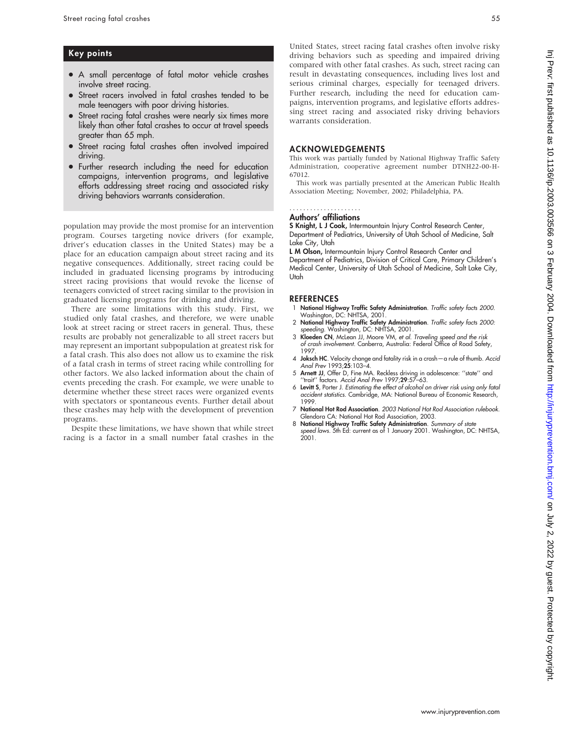## Key points

- A small percentage of fatal motor vehicle crashes involve street racing.
- Street racers involved in fatal crashes tended to be male teenagers with poor driving histories.
- Street racing fatal crashes were nearly six times more likely than other fatal crashes to occur at travel speeds greater than 65 mph.
- Street racing fatal crashes often involved impaired driving.
- Further research including the need for education campaigns, intervention programs, and legislative efforts addressing street racing and associated risky driving behaviors warrants consideration.

population may provide the most promise for an intervention program. Courses targeting novice drivers (for example, driver's education classes in the United States) may be a place for an education campaign about street racing and its negative consequences. Additionally, street racing could be included in graduated licensing programs by introducing street racing provisions that would revoke the license of teenagers convicted of street racing similar to the provision in graduated licensing programs for drinking and driving.

There are some limitations with this study. First, we studied only fatal crashes, and therefore, we were unable look at street racing or street racers in general. Thus, these results are probably not generalizable to all street racers but may represent an important subpopulation at greatest risk for a fatal crash. This also does not allow us to examine the risk of a fatal crash in terms of street racing while controlling for other factors. We also lacked information about the chain of events preceding the crash. For example, we were unable to determine whether these street races were organized events with spectators or spontaneous events. Further detail about these crashes may help with the development of prevention programs.

Despite these limitations, we have shown that while street racing is a factor in a small number fatal crashes in the United States, street racing fatal crashes often involve risky driving behaviors such as speeding and impaired driving compared with other fatal crashes. As such, street racing can result in devastating consequences, including lives lost and serious criminal charges, especially for teenaged drivers. Further research, including the need for education campaigns, intervention programs, and legislative efforts addressing street racing and associated risky driving behaviors warrants consideration.

## ACKNOWLEDGEMENTS

This work was partially funded by National Highway Traffic Safety Administration, cooperative agreement number DTNH22-00-H-67012.

This work was partially presented at the American Public Health Association Meeting; November, 2002; Philadelphia, PA.

### Authors' affiliations

**S Knight, L J Cook,** Intermountain Injury Control Research Center, Department of Pediatrics, University of Utah School of Medicine, Salt Lake City, Utah

**L M Olson,** Intermountain Injury Control Research Center and Department of Pediatrics, Division of Critical Care, Primary Children's Medical Center, University of Utah School of Medicine, Salt Lake City, Utah

## REFERENCES

1. **National Highway Traffic Safety Administration**. *Traffic safety facts 2000.* Washington, DC: NHTSA, 2001.
2. **National Highway Traffic Safety Administration**. *Traffic safety facts 2000: speeding.* Washington, DC: NHTSA, 2001.
3. **Kloeden CN**, McLean JJ, Moore VM, *et al. Traveling speed and the risk of crash involvement.* Canberra, Australia: Federal Office of Road Safety, 1997.
4. **Joksch HC**. Velocity change and fatality risk in a crash—a rule of thumb. *Accid Anal Prev* 1993;**25**:103–4.
5. **Arnett JJ**, Offer D, Fine MA. Reckless driving in adolescence: ''state'' and ''trait'' factors. *Accid Anal Prev* 1997;**29**:57–63.
6. **Levitt S**, Porter J. *Estimating the effect of alcohol on driver risk using only fatal accident statistics.* Cambridge, MA: National Bureau of Economic Research, 1999.
7. **National Hot Rod Association**. *2003 National Hot Rod Association rulebook.* Glendora CA: National Hot Rod Association, 2003.
8. **National Highway Traffic Safety Administration**. *Summary of state speed laws.* 5th Ed: current as of 1 January 2001. Washington, DC: NHTSA, 2001.